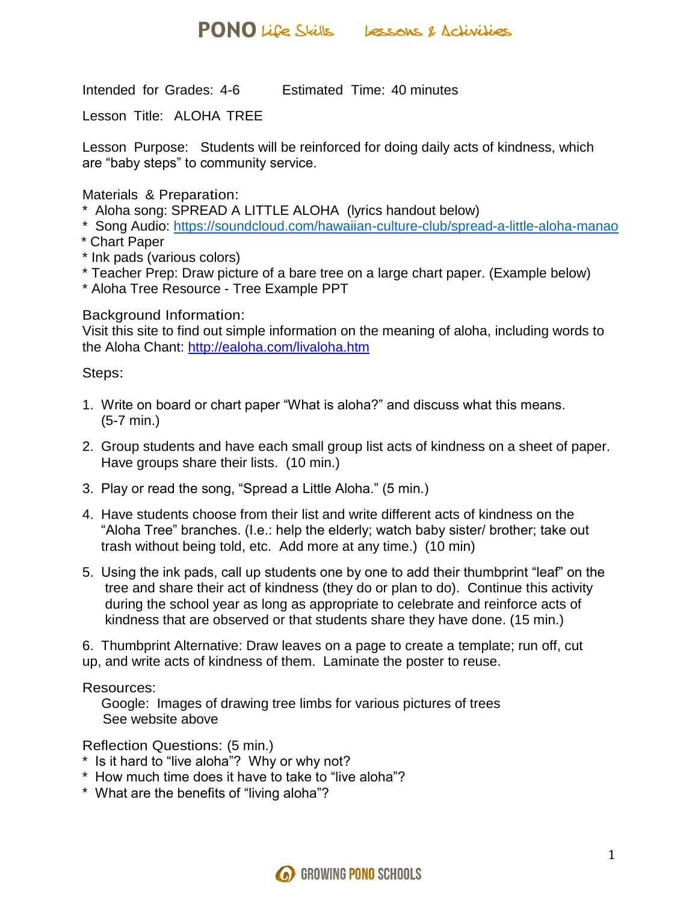Intended for Grades: 4-6 Estimated Time: 40 minutes

Lesson Title: ALOHA TREE

Lesson Purpose: Students will be reinforced for doing daily acts of kindness, which are "baby steps" to community service.

Materials & Preparation:

* Aloha song: SPREAD A LITTLE ALOHA (lyrics handout below)
* Song Audio: https://soundcloud.com/hawaiian-culture-club/spread-a-little-aloha-manao
* Chart Paper
* Ink pads (various colors)
* Teacher Prep: Draw picture of a bare tree on a large chart paper. (Example below)
* Aloha Tree Resource - Tree Example PPT

Background Information:
Visit this site to find out simple information on the meaning of aloha, including words to the Aloha Chant: http://ealoha.com/livaloha.htm

Steps:

1. Write on board or chart paper "What is aloha?" and discuss what this means. (5-7 min.)
2. Group students and have each small group list acts of kindness on a sheet of paper. Have groups share their lists. (10 min.)
3. Play or read the song, "Spread a Little Aloha." (5 min.)
4. Have students choose from their list and write different acts of kindness on the "Aloha Tree" branches. (I.e.: help the elderly; watch baby sister/ brother; take out trash without being told, etc. Add more at any time.) (10 min)
5. Using the ink pads, call up students one by one to add their thumbprint "leaf" on the tree and share their act of kindness (they do or plan to do). Continue this activity during the school year as long as appropriate to celebrate and reinforce acts of kindness that are observed or that students share they have done. (15 min.)
6. Thumbprint Alternative: Draw leaves on a page to create a template; run off, cut up, and write acts of kindness of them. Laminate the poster to reuse.

Resources:
Google: Images of drawing tree limbs for various pictures of trees
See website above

Reflection Questions: (5 min.)

* Is it hard to "live aloha"? Why or why not?
* How much time does it have to take to "live aloha"?
* What are the benefits of "living aloha"?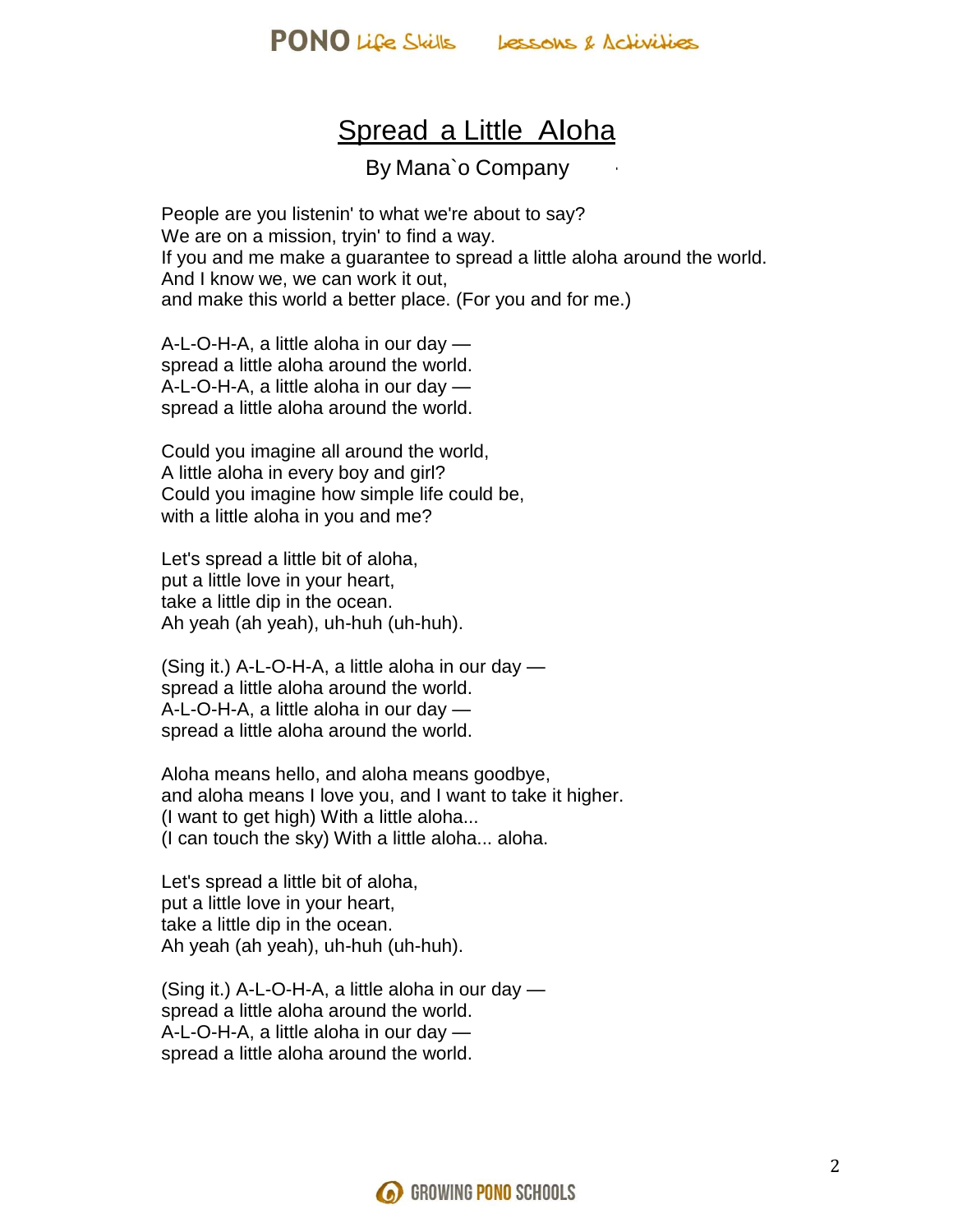## Spread a Little Aloha

By Mana`o Company

People are you listenin' to what we're about to say?
We are on a mission, tryin' to find a way.
If you and me make a guarantee to spread a little aloha around the world.
And I know we, we can work it out,
and make this world a better place. (For you and for me.)

A-L-O-H-A, a little aloha in our day —
spread a little aloha around the world.
A-L-O-H-A, a little aloha in our day —
spread a little aloha around the world.

Could you imagine all around the world,
A little aloha in every boy and girl?
Could you imagine how simple life could be,
with a little aloha in you and me?

Let's spread a little bit of aloha,
put a little love in your heart,
take a little dip in the ocean.
Ah yeah (ah yeah), uh-huh (uh-huh).

(Sing it.) A-L-O-H-A, a little aloha in our day —
spread a little aloha around the world.
A-L-O-H-A, a little aloha in our day —
spread a little aloha around the world.

Aloha means hello, and aloha means goodbye,
and aloha means I love you, and I want to take it higher.
(I want to get high) With a little aloha...
(I can touch the sky) With a little aloha... aloha.

Let's spread a little bit of aloha,
put a little love in your heart,
take a little dip in the ocean.
Ah yeah (ah yeah), uh-huh (uh-huh).

(Sing it.) A-L-O-H-A, a little aloha in our day —
spread a little aloha around the world.
A-L-O-H-A, a little aloha in our day —
spread a little aloha around the world.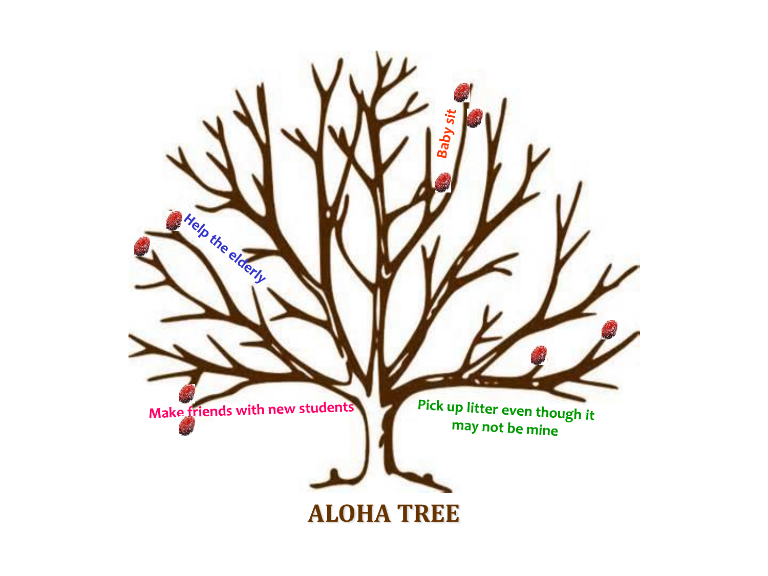Baby sit

Help the elderly

Make friends with new students

Pick up litter even though it may not be mine

# ALOHA TREE